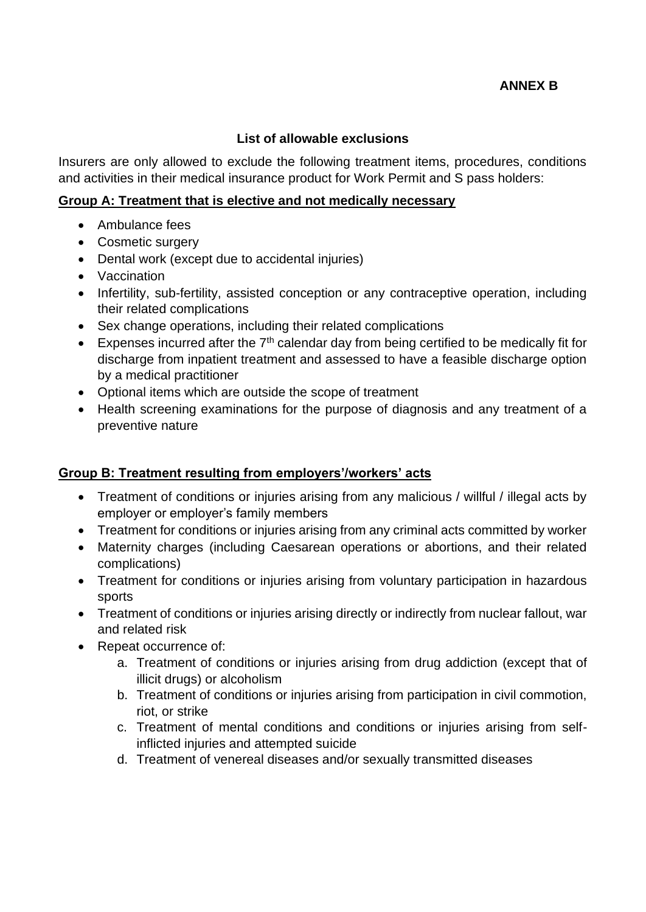**ANNEX B**

## List of allowable exclusions

Insurers are only allowed to exclude the following treatment items, procedures, conditions and activities in their medical insurance product for Work Permit and S pass holders:

### Group A: Treatment that is elective and not medically necessary

- Ambulance fees
- Cosmetic surgery
- Dental work (except due to accidental injuries)
- Vaccination
- Infertility, sub-fertility, assisted conception or any contraceptive operation, including their related complications
- Sex change operations, including their related complications
- Expenses incurred after the 7th calendar day from being certified to be medically fit for discharge from inpatient treatment and assessed to have a feasible discharge option by a medical practitioner
- Optional items which are outside the scope of treatment
- Health screening examinations for the purpose of diagnosis and any treatment of a preventive nature

### Group B: Treatment resulting from employers'/workers' acts

- Treatment of conditions or injuries arising from any malicious / willful / illegal acts by employer or employer's family members
- Treatment for conditions or injuries arising from any criminal acts committed by worker
- Maternity charges (including Caesarean operations or abortions, and their related complications)
- Treatment for conditions or injuries arising from voluntary participation in hazardous sports
- Treatment of conditions or injuries arising directly or indirectly from nuclear fallout, war and related risk
- Repeat occurrence of:
    a. Treatment of conditions or injuries arising from drug addiction (except that of illicit drugs) or alcoholism
    b. Treatment of conditions or injuries arising from participation in civil commotion, riot, or strike
    c. Treatment of mental conditions and conditions or injuries arising from self-inflicted injuries and attempted suicide
    d. Treatment of venereal diseases and/or sexually transmitted diseases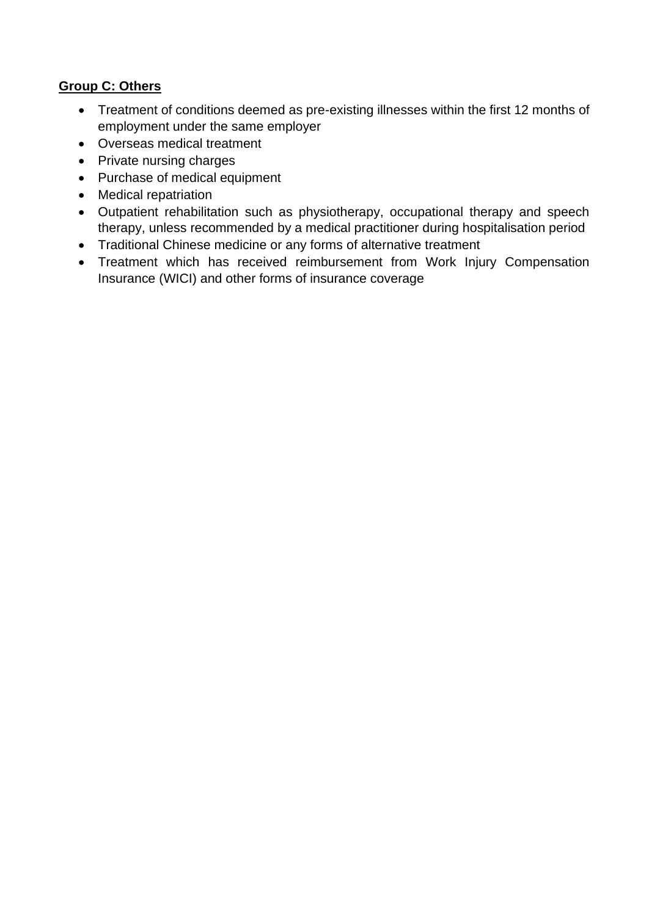**Group C: Others**

- Treatment of conditions deemed as pre-existing illnesses within the first 12 months of employment under the same employer
- Overseas medical treatment
- Private nursing charges
- Purchase of medical equipment
- Medical repatriation
- Outpatient rehabilitation such as physiotherapy, occupational therapy and speech therapy, unless recommended by a medical practitioner during hospitalisation period
- Traditional Chinese medicine or any forms of alternative treatment
- Treatment which has received reimbursement from Work Injury Compensation Insurance (WICI) and other forms of insurance coverage